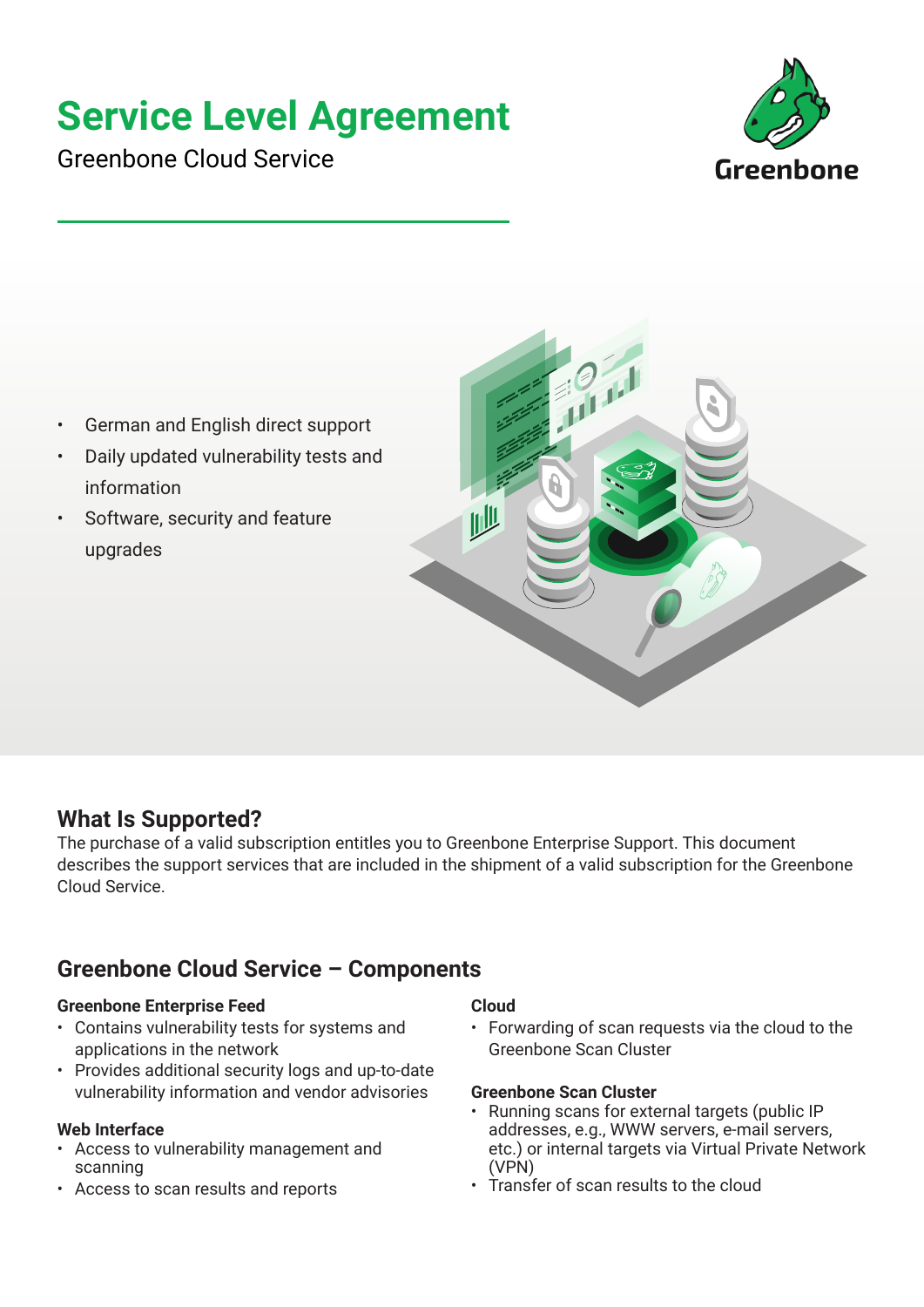# Service Level Agreement

Greenbone Cloud Service

Greenbone

- German and English direct support
- Daily updated vulnerability tests and information
- Software, security and feature upgrades

## What Is Supported?

The purchase of a valid subscription entitles you to Greenbone Enterprise Support. This document describes the support services that are included in the shipment of a valid subscription for the Greenbone Cloud Service.

## Greenbone Cloud Service – Components

### Greenbone Enterprise Feed

- Contains vulnerability tests for systems and applications in the network
- Provides additional security logs and up-to-date vulnerability information and vendor advisories

### Web Interface

- Access to vulnerability management and scanning
- Access to scan results and reports

### Cloud

- Forwarding of scan requests via the cloud to the Greenbone Scan Cluster

### Greenbone Scan Cluster

- Running scans for external targets (public IP addresses, e.g., WWW servers, e-mail servers, etc.) or internal targets via Virtual Private Network (VPN)
- Transfer of scan results to the cloud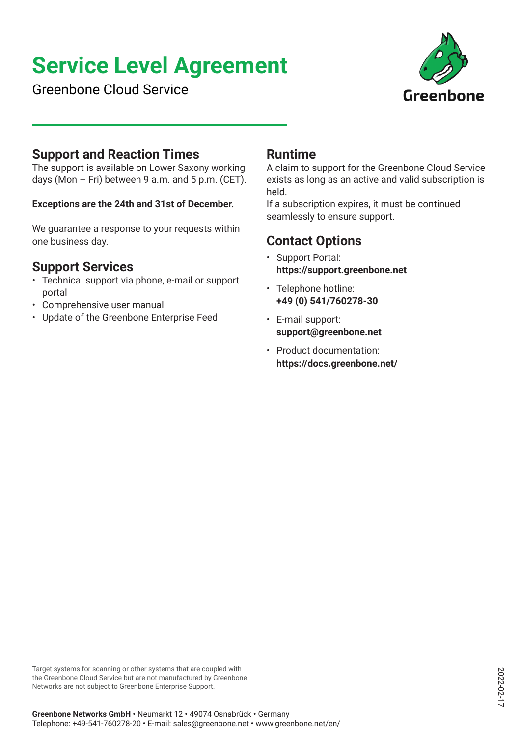# Service Level Agreement

Greenbone Cloud Service

## Support and Reaction Times

The support is available on Lower Saxony working days (Mon – Fri) between 9 a.m. and 5 p.m. (CET).

**Exceptions are the 24th and 31st of December.**

We guarantee a response to your requests within one business day.

## Support Services

- Technical support via phone, e-mail or support portal
- Comprehensive user manual
- Update of the Greenbone Enterprise Feed

## Runtime

A claim to support for the Greenbone Cloud Service exists as long as an active and valid subscription is held.
If a subscription expires, it must be continued seamlessly to ensure support.

## Contact Options

- Support Portal:
  **https://support.greenbone.net**
- Telephone hotline:
  **+49 (0) 541/760278-30**
- E-mail support:
  **support@greenbone.net**
- Product documentation:
  **https://docs.greenbone.net/**

Target systems for scanning or other systems that are coupled with the Greenbone Cloud Service but are not manufactured by Greenbone Networks are not subject to Greenbone Enterprise Support.

2022-02-17

**Greenbone Networks GmbH** • Neumarkt 12 • 49074 Osnabrück • Germany
Telephone: +49-541-760278-20 • E-mail: sales@greenbone.net • www.greenbone.net/en/